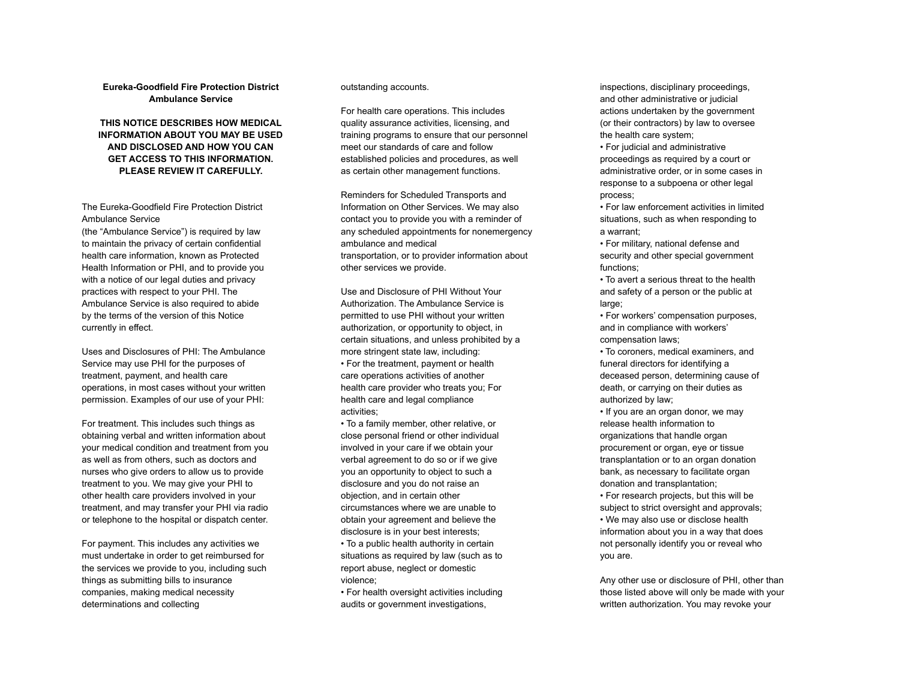**Eureka-Goodfield Fire Protection District Ambulance Service**

**THIS NOTICE DESCRIBES HOW MEDICAL INFORMATION ABOUT YOU MAY BE USED AND DISCLOSED AND HOW YOU CAN GET ACCESS TO THIS INFORMATION. PLEASE REVIEW IT CAREFULLY.**

The Eureka-Goodfield Fire Protection District Ambulance Service (the "Ambulance Service") is required by law to maintain the privacy of certain confidential health care information, known as Protected Health Information or PHI, and to provide you with a notice of our legal duties and privacy practices with respect to your PHI. The Ambulance Service is also required to abide by the terms of the version of this Notice currently in effect.

Uses and Disclosures of PHI: The Ambulance Service may use PHI for the purposes of treatment, payment, and health care operations, in most cases without your written permission. Examples of our use of your PHI:

For treatment. This includes such things as obtaining verbal and written information about your medical condition and treatment from you as well as from others, such as doctors and nurses who give orders to allow us to provide treatment to you. We may give your PHI to other health care providers involved in your treatment, and may transfer your PHI via radio or telephone to the hospital or dispatch center.

For payment. This includes any activities we must undertake in order to get reimbursed for the services we provide to you, including such things as submitting bills to insurance companies, making medical necessity determinations and collecting outstanding accounts.

For health care operations. This includes quality assurance activities, licensing, and training programs to ensure that our personnel meet our standards of care and follow established policies and procedures, as well as certain other management functions.

Reminders for Scheduled Transports and Information on Other Services. We may also contact you to provide you with a reminder of any scheduled appointments for nonemergency ambulance and medical transportation, or to provider information about other services we provide.

Use and Disclosure of PHI Without Your Authorization. The Ambulance Service is permitted to use PHI without your written authorization, or opportunity to object, in certain situations, and unless prohibited by a more stringent state law, including:

- For the treatment, payment or health care operations activities of another health care provider who treats you; For health care and legal compliance activities;
- To a family member, other relative, or close personal friend or other individual involved in your care if we obtain your verbal agreement to do so or if we give you an opportunity to object to such a disclosure and you do not raise an objection, and in certain other circumstances where we are unable to obtain your agreement and believe the disclosure is in your best interests;
- To a public health authority in certain situations as required by law (such as to report abuse, neglect or domestic violence;
- For health oversight activities including audits or government investigations, inspections, disciplinary proceedings, and other administrative or judicial actions undertaken by the government (or their contractors) by law to oversee the health care system;
- For judicial and administrative proceedings as required by a court or administrative order, or in some cases in response to a subpoena or other legal process;
- For law enforcement activities in limited situations, such as when responding to a warrant;
- For military, national defense and security and other special government functions;
- To avert a serious threat to the health and safety of a person or the public at large;
- For workers' compensation purposes, and in compliance with workers' compensation laws;
- To coroners, medical examiners, and funeral directors for identifying a deceased person, determining cause of death, or carrying on their duties as authorized by law;
- If you are an organ donor, we may release health information to organizations that handle organ procurement or organ, eye or tissue transplantation or to an organ donation bank, as necessary to facilitate organ donation and transplantation;
- For research projects, but this will be subject to strict oversight and approvals;
- We may also use or disclose health information about you in a way that does not personally identify you or reveal who you are.

Any other use or disclosure of PHI, other than those listed above will only be made with your written authorization. You may revoke your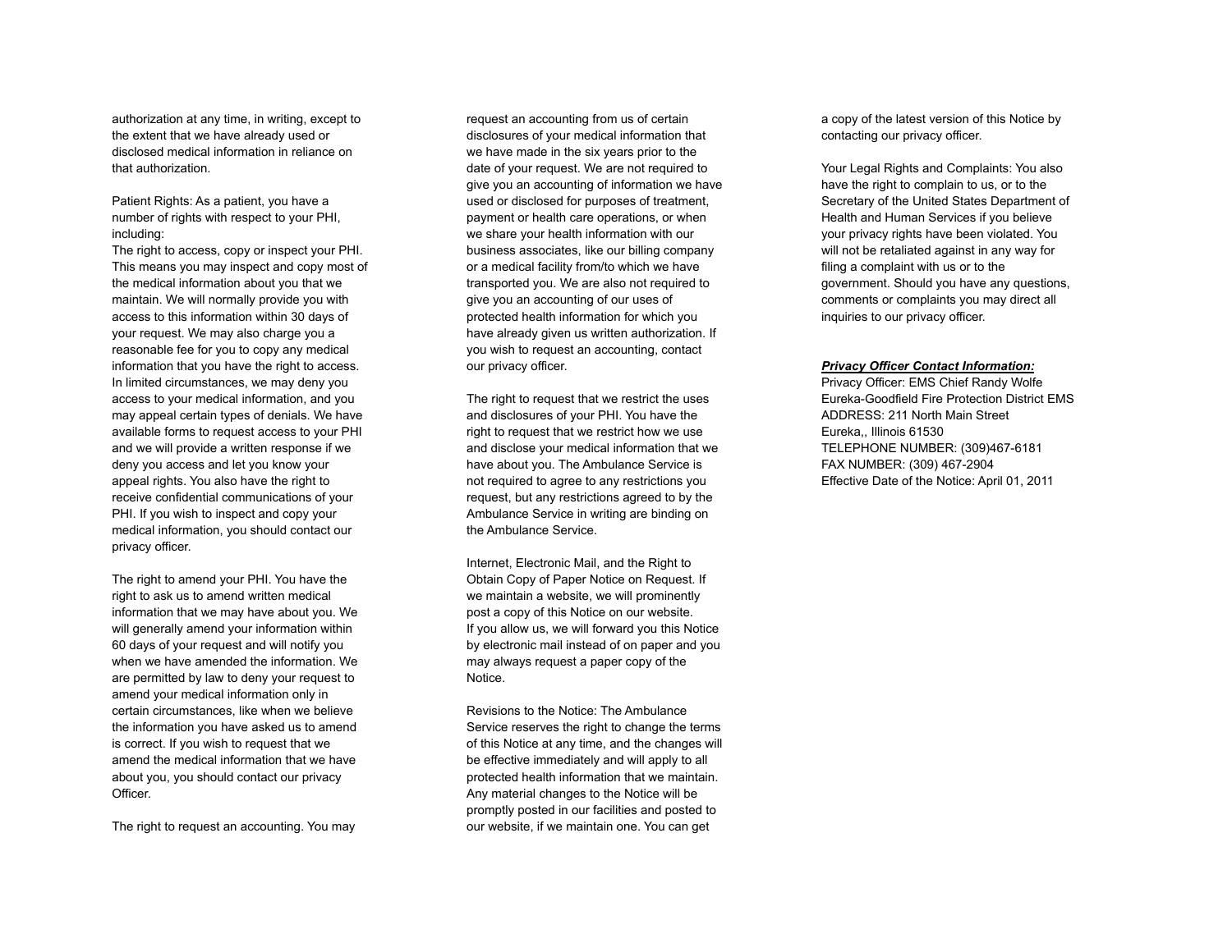authorization at any time, in writing, except to the extent that we have already used or disclosed medical information in reliance on that authorization.

Patient Rights: As a patient, you have a number of rights with respect to your PHI, including:
The right to access, copy or inspect your PHI. This means you may inspect and copy most of the medical information about you that we maintain. We will normally provide you with access to this information within 30 days of your request. We may also charge you a reasonable fee for you to copy any medical information that you have the right to access. In limited circumstances, we may deny you access to your medical information, and you may appeal certain types of denials. We have available forms to request access to your PHI and we will provide a written response if we deny you access and let you know your appeal rights. You also have the right to receive confidential communications of your PHI. If you wish to inspect and copy your medical information, you should contact our privacy officer.

The right to amend your PHI. You have the right to ask us to amend written medical information that we may have about you. We will generally amend your information within 60 days of your request and will notify you when we have amended the information. We are permitted by law to deny your request to amend your medical information only in certain circumstances, like when we believe the information you have asked us to amend is correct. If you wish to request that we amend the medical information that we have about you, you should contact our privacy Officer.

The right to request an accounting. You may request an accounting from us of certain disclosures of your medical information that we have made in the six years prior to the date of your request. We are not required to give you an accounting of information we have used or disclosed for purposes of treatment, payment or health care operations, or when we share your health information with our business associates, like our billing company or a medical facility from/to which we have transported you. We are also not required to give you an accounting of our uses of protected health information for which you have already given us written authorization. If you wish to request an accounting, contact our privacy officer.

The right to request that we restrict the uses and disclosures of your PHI. You have the right to request that we restrict how we use and disclose your medical information that we have about you. The Ambulance Service is not required to agree to any restrictions you request, but any restrictions agreed to by the Ambulance Service in writing are binding on the Ambulance Service.

Internet, Electronic Mail, and the Right to Obtain Copy of Paper Notice on Request. If we maintain a website, we will prominently post a copy of this Notice on our website. If you allow us, we will forward you this Notice by electronic mail instead of on paper and you may always request a paper copy of the Notice.

Revisions to the Notice: The Ambulance Service reserves the right to change the terms of this Notice at any time, and the changes will be effective immediately and will apply to all protected health information that we maintain. Any material changes to the Notice will be promptly posted in our facilities and posted to our website, if we maintain one. You can get a copy of the latest version of this Notice by contacting our privacy officer.

Your Legal Rights and Complaints: You also have the right to complain to us, or to the Secretary of the United States Department of Health and Human Services if you believe your privacy rights have been violated. You will not be retaliated against in any way for filing a complaint with us or to the government. Should you have any questions, comments or complaints you may direct all inquiries to our privacy officer.

***Privacy Officer Contact Information:***

Privacy Officer: EMS Chief Randy Wolfe
Eureka-Goodfield Fire Protection District EMS
ADDRESS: 211 North Main Street
Eureka,, Illinois 61530
TELEPHONE NUMBER: (309)467-6181
FAX NUMBER: (309) 467-2904
Effective Date of the Notice: April 01, 2011